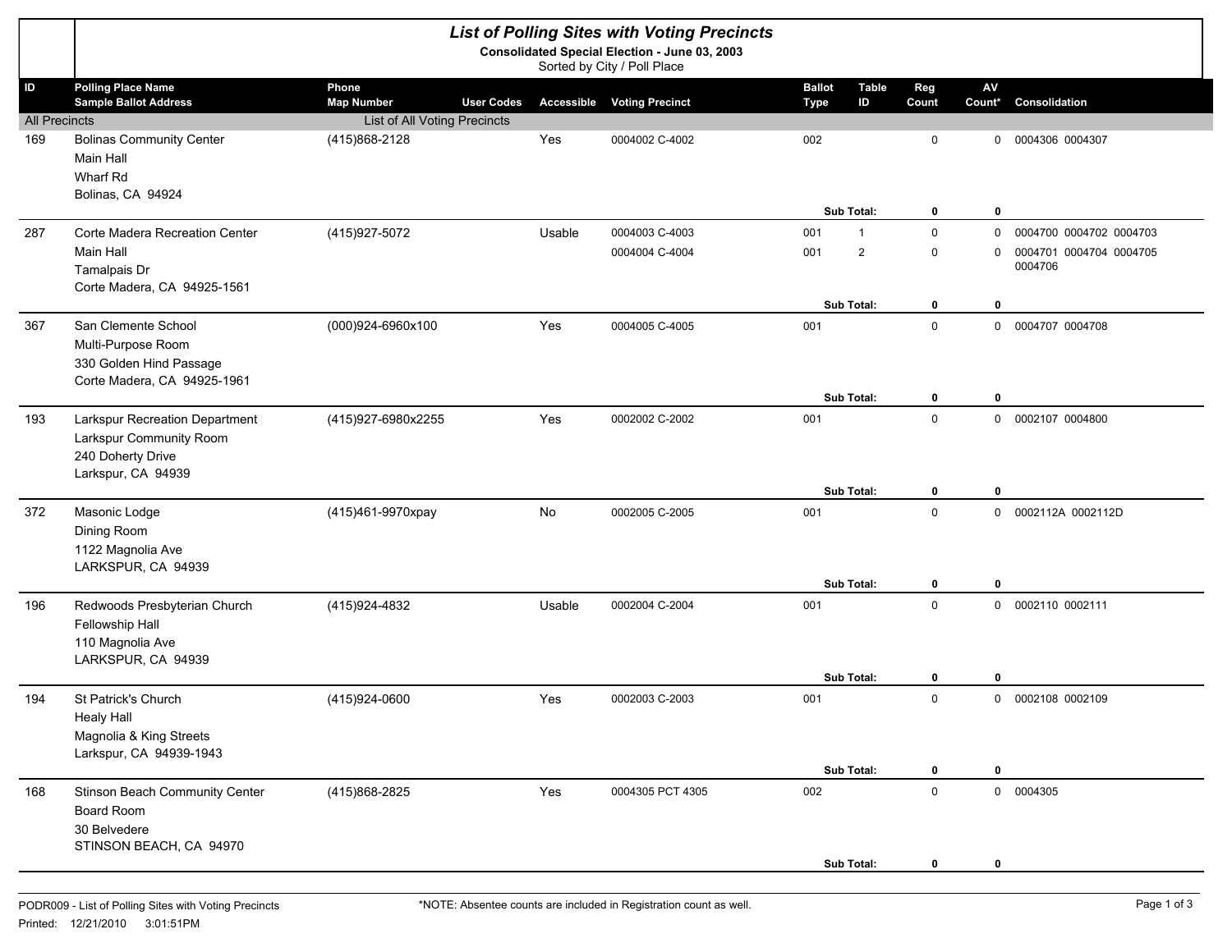# List of Polling Sites with Voting Precincts

**Consolidated Special Election - June 03, 2003**

Sorted by City / Poll Place

| ID | Polling Place Name / Sample Ballot Address | Phone / Map Number | User Codes | Accessible | Voting Precinct | Ballot Type | Table ID | Reg Count | AV Count* | Consolidation |
|---|---|---|---|---|---|---|---|---|---|---|
| All Precincts | | List of All Voting Precincts | | | | | | | | |
| 169 | Bolinas Community Center<br>Main Hall<br>Wharf Rd<br>Bolinas, CA 94924 | (415)868-2128 | | Yes | 0004002 C-4002 | 002 | | 0 | 0 | 0004306 0004307 |
| | | | | | | | **Sub Total:** | **0** | **0** | |
| 287 | Corte Madera Recreation Center<br>Main Hall<br>Tamalpais Dr<br>Corte Madera, CA 94925-1561 | (415)927-5072 | | Usable | 0004003 C-4003 | 001 | 1 | 0 | 0 | 0004700 0004702 0004703 |
| | | | | | 0004004 C-4004 | 001 | 2 | 0 | 0 | 0004701 0004704 0004705 0004706 |
| | | | | | | | **Sub Total:** | **0** | **0** | |
| 367 | San Clemente School<br>Multi-Purpose Room<br>330 Golden Hind Passage<br>Corte Madera, CA 94925-1961 | (000)924-6960x100 | | Yes | 0004005 C-4005 | 001 | | 0 | 0 | 0004707 0004708 |
| | | | | | | | **Sub Total:** | **0** | **0** | |
| 193 | Larkspur Recreation Department<br>Larkspur Community Room<br>240 Doherty Drive<br>Larkspur, CA 94939 | (415)927-6980x2255 | | Yes | 0002002 C-2002 | 001 | | 0 | 0 | 0002107 0004800 |
| | | | | | | | **Sub Total:** | **0** | **0** | |
| 372 | Masonic Lodge<br>Dining Room<br>1122 Magnolia Ave<br>LARKSPUR, CA 94939 | (415)461-9970xpay | | No | 0002005 C-2005 | 001 | | 0 | 0 | 0002112A 0002112D |
| | | | | | | | **Sub Total:** | **0** | **0** | |
| 196 | Redwoods Presbyterian Church<br>Fellowship Hall<br>110 Magnolia Ave<br>LARKSPUR, CA 94939 | (415)924-4832 | | Usable | 0002004 C-2004 | 001 | | 0 | 0 | 0002110 0002111 |
| | | | | | | | **Sub Total:** | **0** | **0** | |
| 194 | St Patrick's Church<br>Healy Hall<br>Magnolia & King Streets<br>Larkspur, CA 94939-1943 | (415)924-0600 | | Yes | 0002003 C-2003 | 001 | | 0 | 0 | 0002108 0002109 |
| | | | | | | | **Sub Total:** | **0** | **0** | |
| 168 | Stinson Beach Community Center<br>Board Room<br>30 Belvedere<br>STINSON BEACH, CA 94970 | (415)868-2825 | | Yes | 0004305 PCT 4305 | 002 | | 0 | 0 | 0004305 |
| | | | | | | | **Sub Total:** | **0** | **0** | |

PODR009 - List of Polling Sites with Voting Precincts

Printed: 12/21/2010 3:01:51PM

*NOTE: Absentee counts are included in Registration count as well.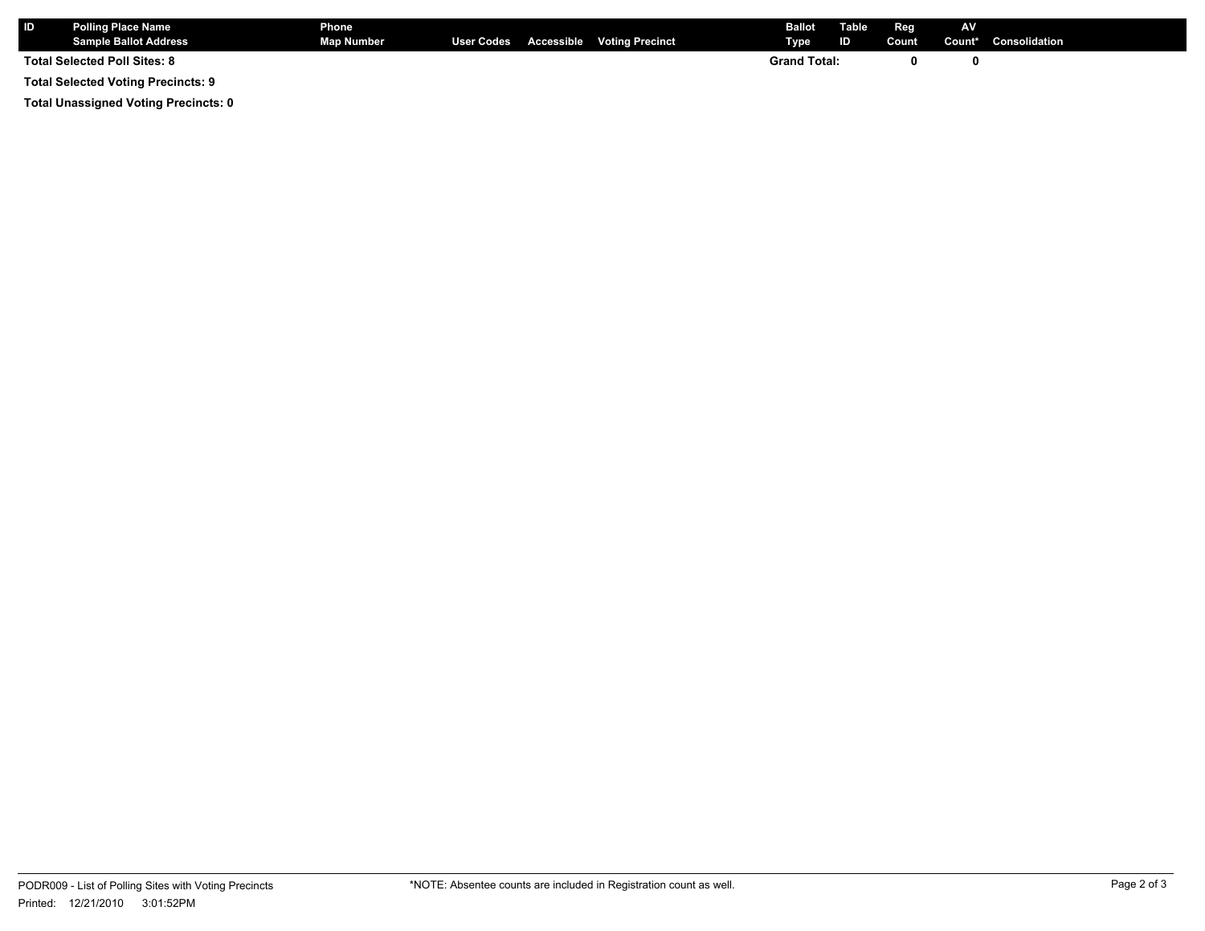| ID | Polling Place Name<br>Sample Ballot Address | Phone<br>Map Number | User Codes | Accessible | Voting Precinct | Ballot Type | Table ID | Reg Count | AV Count* | Consolidation |
|---|---|---|---|---|---|---|---|---|---|---|
| **Total Selected Poll Sites: 8** | | | | | | **Grand Total:** | | **0** | **0** | |

**Total Selected Voting Precincts: 9**

**Total Unassigned Voting Precincts: 0**

PODR009 - List of Polling Sites with Voting Precincts

Printed: 12/21/2010 3:01:52PM

*NOTE: Absentee counts are included in Registration count as well.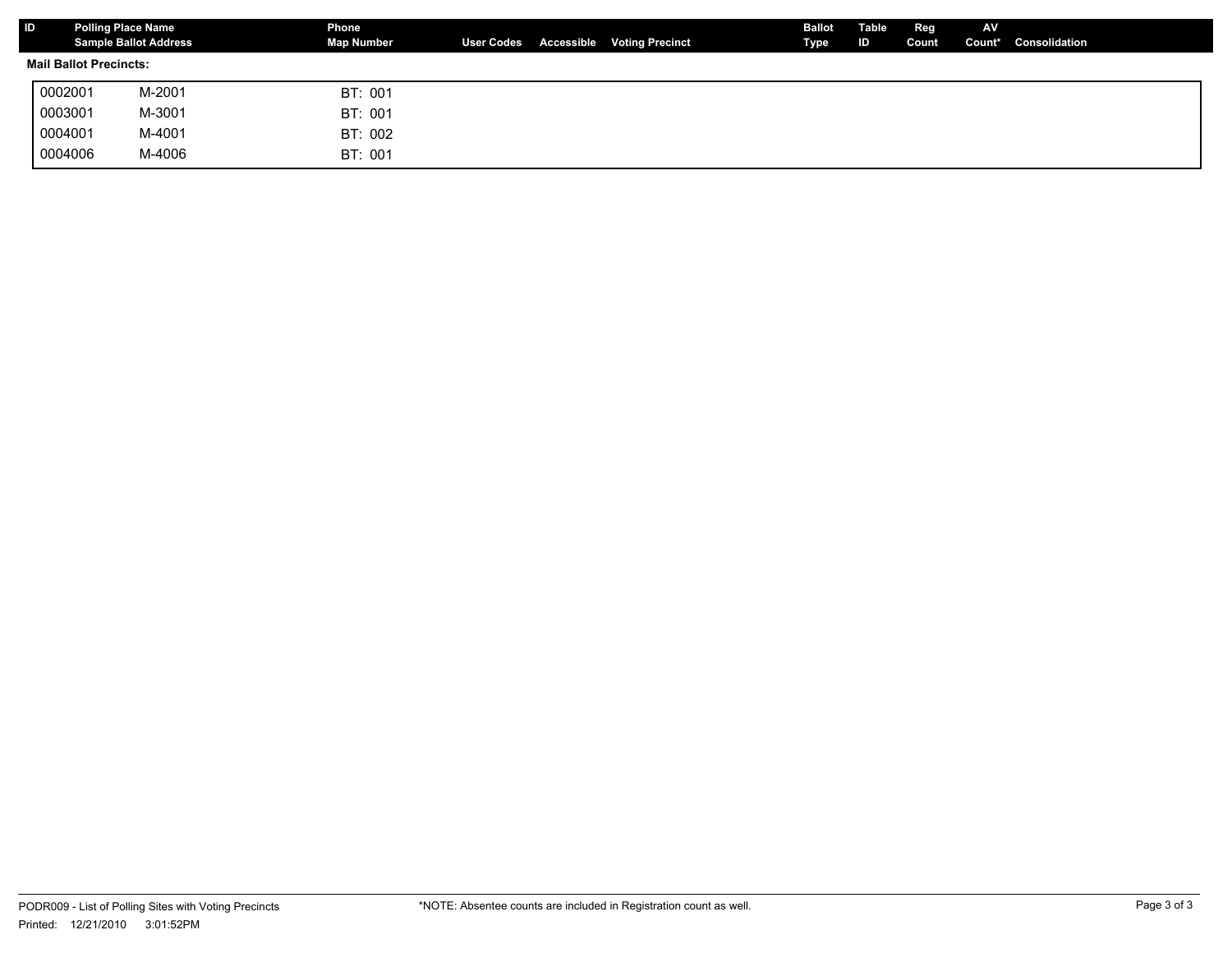| ID | Polling Place Name / Sample Ballot Address | Phone / Map Number | User Codes | Accessible | Voting Precinct | Ballot Type | Table ID | Reg Count | AV Count* | Consolidation |
|---|---|---|---|---|---|---|---|---|---|---|

**Mail Ballot Precincts:**

| | | |
|---|---|---|
| 0002001 | M-2001 | BT: 001 |
| 0003001 | M-3001 | BT: 001 |
| 0004001 | M-4001 | BT: 002 |
| 0004006 | M-4006 | BT: 001 |

PODR009 - List of Polling Sites with Voting Precincts

Printed: 12/21/2010 3:01:52PM

*NOTE: Absentee counts are included in Registration count as well.